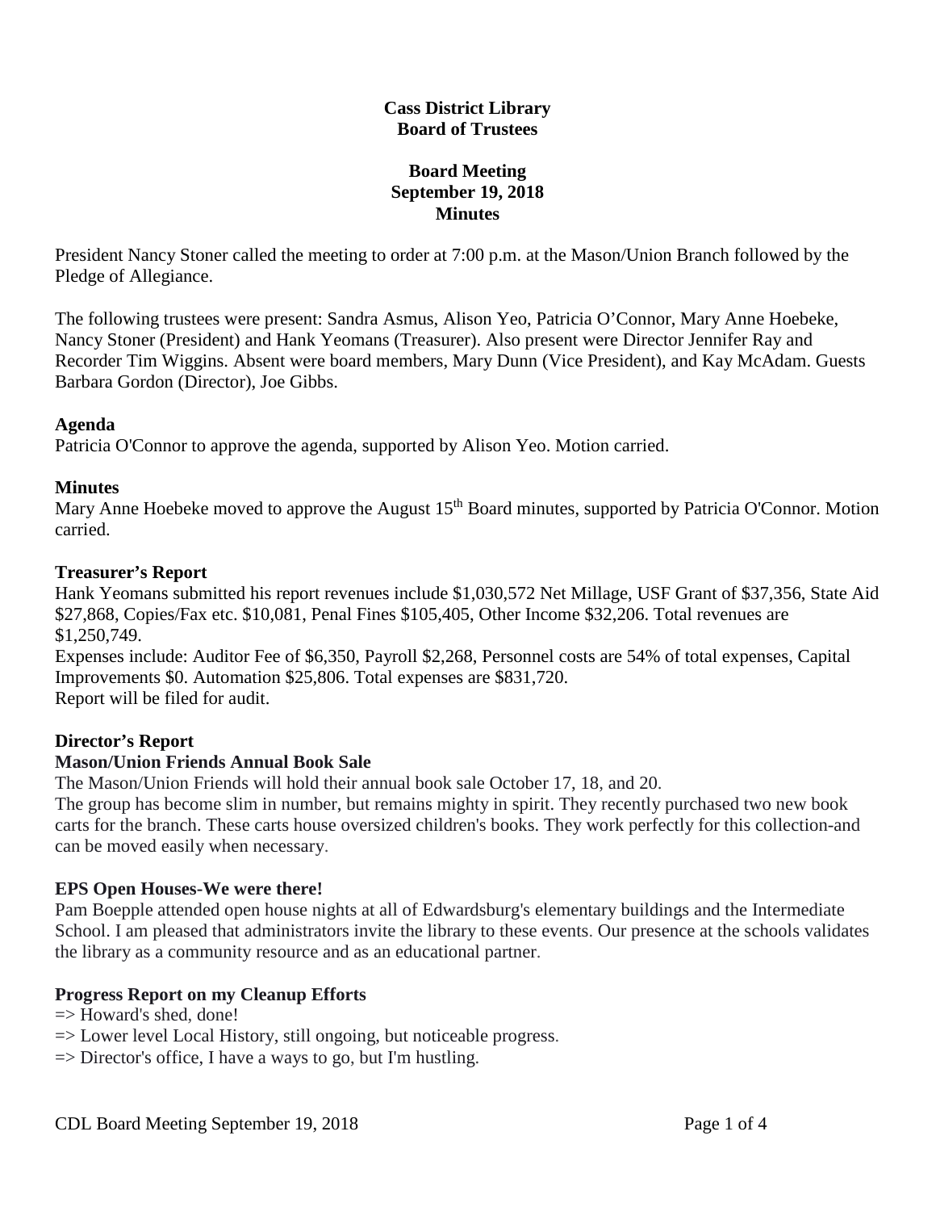**Cass District Library**
**Board of Trustees**

**Board Meeting**
**September 19, 2018**
**Minutes**

President Nancy Stoner called the meeting to order at 7:00 p.m. at the Mason/Union Branch followed by the Pledge of Allegiance.

The following trustees were present: Sandra Asmus, Alison Yeo, Patricia O'Connor, Mary Anne Hoebeke, Nancy Stoner (President) and Hank Yeomans (Treasurer). Also present were Director Jennifer Ray and Recorder Tim Wiggins. Absent were board members, Mary Dunn (Vice President), and Kay McAdam. Guests Barbara Gordon (Director), Joe Gibbs.

**Agenda**

Patricia O'Connor to approve the agenda, supported by Alison Yeo. Motion carried.

**Minutes**

Mary Anne Hoebeke moved to approve the August 15th Board minutes, supported by Patricia O'Connor. Motion carried.

**Treasurer's Report**

Hank Yeomans submitted his report revenues include $1,030,572 Net Millage, USF Grant of $37,356, State Aid $27,868, Copies/Fax etc. $10,081, Penal Fines $105,405, Other Income $32,206. Total revenues are $1,250,749.
Expenses include: Auditor Fee of $6,350, Payroll $2,268, Personnel costs are 54% of total expenses, Capital Improvements $0. Automation $25,806. Total expenses are $831,720.
Report will be filed for audit.

**Director's Report**

**Mason/Union Friends Annual Book Sale**

The Mason/Union Friends will hold their annual book sale October 17, 18, and 20.
The group has become slim in number, but remains mighty in spirit. They recently purchased two new book carts for the branch. These carts house oversized children's books. They work perfectly for this collection-and can be moved easily when necessary.

**EPS Open Houses-We were there!**

Pam Boepple attended open house nights at all of Edwardsburg's elementary buildings and the Intermediate School. I am pleased that administrators invite the library to these events. Our presence at the schools validates the library as a community resource and as an educational partner.

**Progress Report on my Cleanup Efforts**

=> Howard's shed, done!
=> Lower level Local History, still ongoing, but noticeable progress.
=> Director's office, I have a ways to go, but I'm hustling.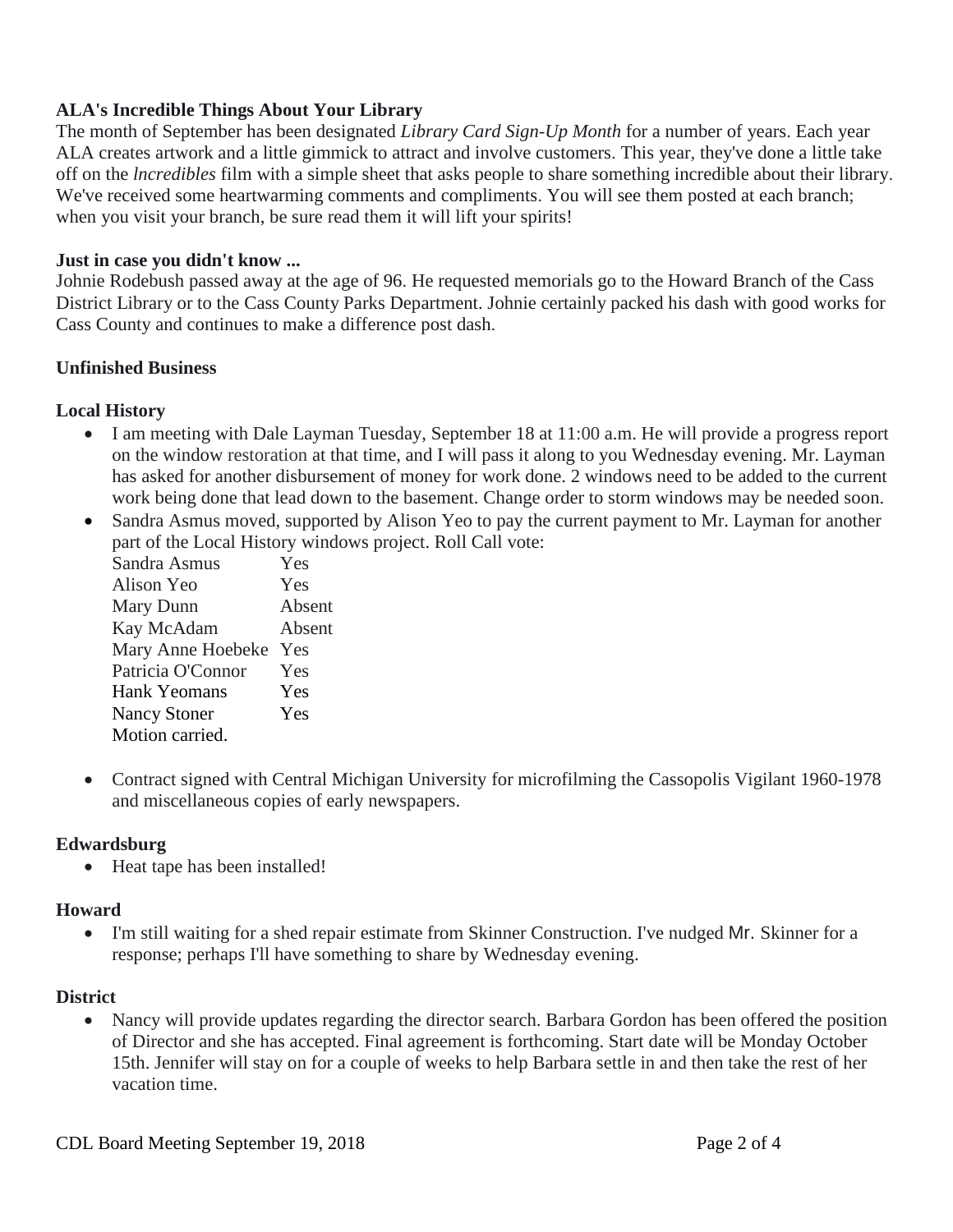**ALA's Incredible Things About Your Library**

The month of September has been designated *Library Card Sign-Up Month* for a number of years. Each year ALA creates artwork and a little gimmick to attract and involve customers. This year, they've done a little take off on the *lncredibles* film with a simple sheet that asks people to share something incredible about their library. We've received some heartwarming comments and compliments. You will see them posted at each branch; when you visit your branch, be sure read them it will lift your spirits!

**Just in case you didn't know ...**

Johnie Rodebush passed away at the age of 96. He requested memorials go to the Howard Branch of the Cass District Library or to the Cass County Parks Department. Johnie certainly packed his dash with good works for Cass County and continues to make a difference post dash.

**Unfinished Business**

**Local History**

- I am meeting with Dale Layman Tuesday, September 18 at 11:00 a.m. He will provide a progress report on the window restoration at that time, and I will pass it along to you Wednesday evening. Mr. Layman has asked for another disbursement of money for work done. 2 windows need to be added to the current work being done that lead down to the basement. Change order to storm windows may be needed soon.
- Sandra Asmus moved, supported by Alison Yeo to pay the current payment to Mr. Layman for another part of the Local History windows project. Roll Call vote:

  | | |
  |---|---|
  | Sandra Asmus | Yes |
  | Alison Yeo | Yes |
  | Mary Dunn | Absent |
  | Kay McAdam | Absent |
  | Mary Anne Hoebeke | Yes |
  | Patricia O'Connor | Yes |
  | Hank Yeomans | Yes |
  | Nancy Stoner | Yes |

  Motion carried.

- Contract signed with Central Michigan University for microfilming the Cassopolis Vigilant 1960-1978 and miscellaneous copies of early newspapers.

**Edwardsburg**

- Heat tape has been installed!

**Howard**

- I'm still waiting for a shed repair estimate from Skinner Construction. I've nudged Mr. Skinner for a response; perhaps I'll have something to share by Wednesday evening.

**District**

- Nancy will provide updates regarding the director search. Barbara Gordon has been offered the position of Director and she has accepted. Final agreement is forthcoming. Start date will be Monday October 15th. Jennifer will stay on for a couple of weeks to help Barbara settle in and then take the rest of her vacation time.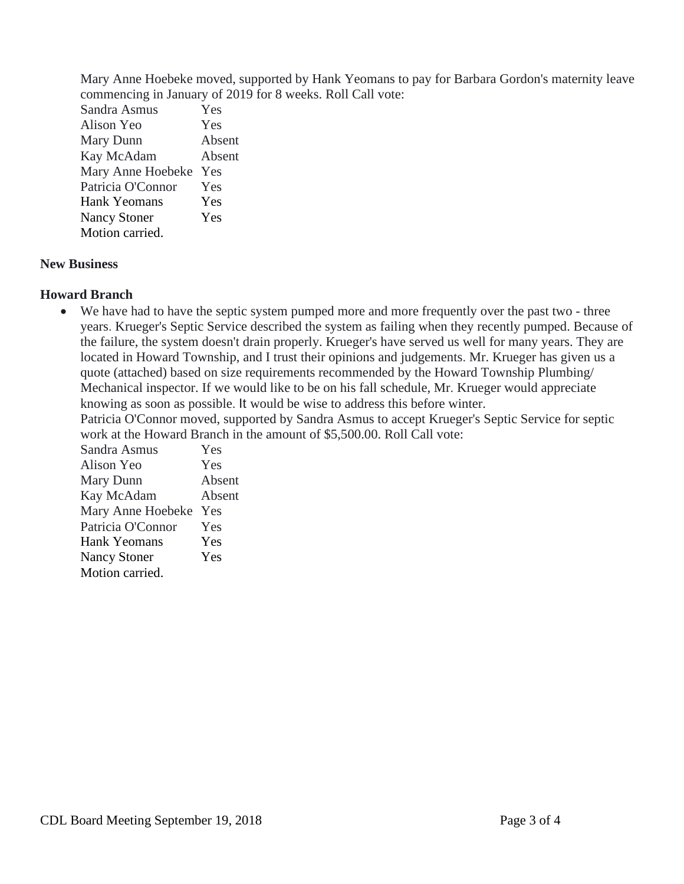Mary Anne Hoebeke moved, supported by Hank Yeomans to pay for Barbara Gordon's maternity leave commencing in January of 2019 for 8 weeks. Roll Call vote:

| | |
|---|---|
| Sandra Asmus | Yes |
| Alison Yeo | Yes |
| Mary Dunn | Absent |
| Kay McAdam | Absent |
| Mary Anne Hoebeke | Yes |
| Patricia O'Connor | Yes |
| Hank Yeomans | Yes |
| Nancy Stoner | Yes |

Motion carried.

**New Business**

**Howard Branch**

- We have had to have the septic system pumped more and more frequently over the past two - three years. Krueger's Septic Service described the system as failing when they recently pumped. Because of the failure, the system doesn't drain properly. Krueger's have served us well for many years. They are located in Howard Township, and I trust their opinions and judgements. Mr. Krueger has given us a quote (attached) based on size requirements recommended by the Howard Township Plumbing/ Mechanical inspector. If we would like to be on his fall schedule, Mr. Krueger would appreciate knowing as soon as possible. It would be wise to address this before winter.

  Patricia O'Connor moved, supported by Sandra Asmus to accept Krueger's Septic Service for septic work at the Howard Branch in the amount of $5,500.00. Roll Call vote:

| | |
|---|---|
| Sandra Asmus | Yes |
| Alison Yeo | Yes |
| Mary Dunn | Absent |
| Kay McAdam | Absent |
| Mary Anne Hoebeke | Yes |
| Patricia O'Connor | Yes |
| Hank Yeomans | Yes |
| Nancy Stoner | Yes |

Motion carried.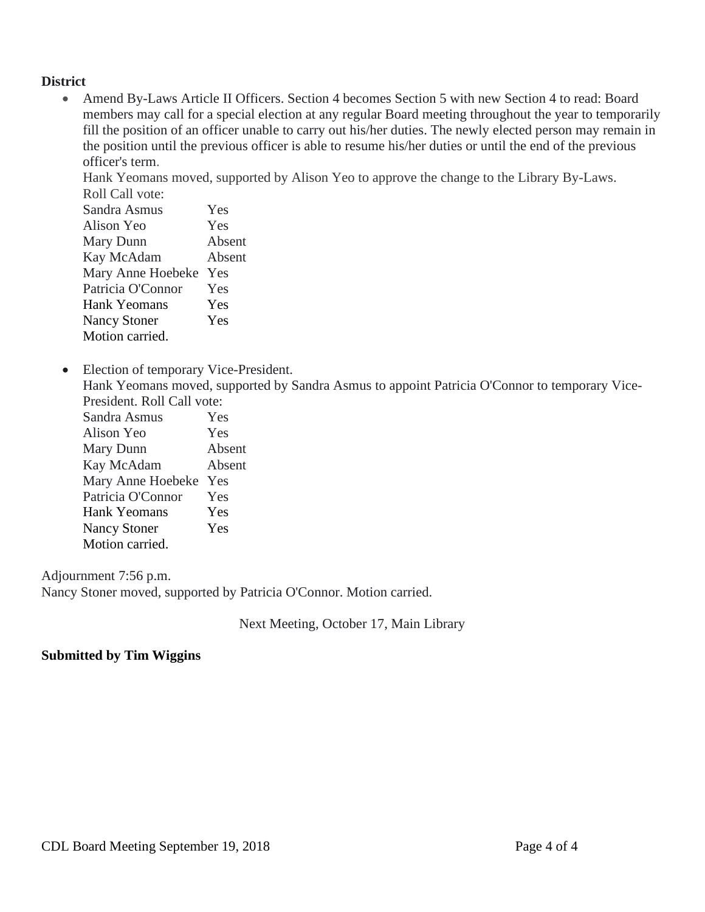**District**

- Amend By-Laws Article II Officers. Section 4 becomes Section 5 with new Section 4 to read: Board members may call for a special election at any regular Board meeting throughout the year to temporarily fill the position of an officer unable to carry out his/her duties. The newly elected person may remain in the position until the previous officer is able to resume his/her duties or until the end of the previous officer's term.

  Hank Yeomans moved, supported by Alison Yeo to approve the change to the Library By-Laws.
  Roll Call vote:

  | | |
  |---|---|
  | Sandra Asmus | Yes |
  | Alison Yeo | Yes |
  | Mary Dunn | Absent |
  | Kay McAdam | Absent |
  | Mary Anne Hoebeke | Yes |
  | Patricia O'Connor | Yes |
  | Hank Yeomans | Yes |
  | Nancy Stoner | Yes |

  Motion carried.

- Election of temporary Vice-President.
  Hank Yeomans moved, supported by Sandra Asmus to appoint Patricia O'Connor to temporary Vice-President. Roll Call vote:

  | | |
  |---|---|
  | Sandra Asmus | Yes |
  | Alison Yeo | Yes |
  | Mary Dunn | Absent |
  | Kay McAdam | Absent |
  | Mary Anne Hoebeke | Yes |
  | Patricia O'Connor | Yes |
  | Hank Yeomans | Yes |
  | Nancy Stoner | Yes |

  Motion carried.

Adjournment 7:56 p.m.
Nancy Stoner moved, supported by Patricia O'Connor. Motion carried.

Next Meeting, October 17, Main Library

**Submitted by Tim Wiggins**